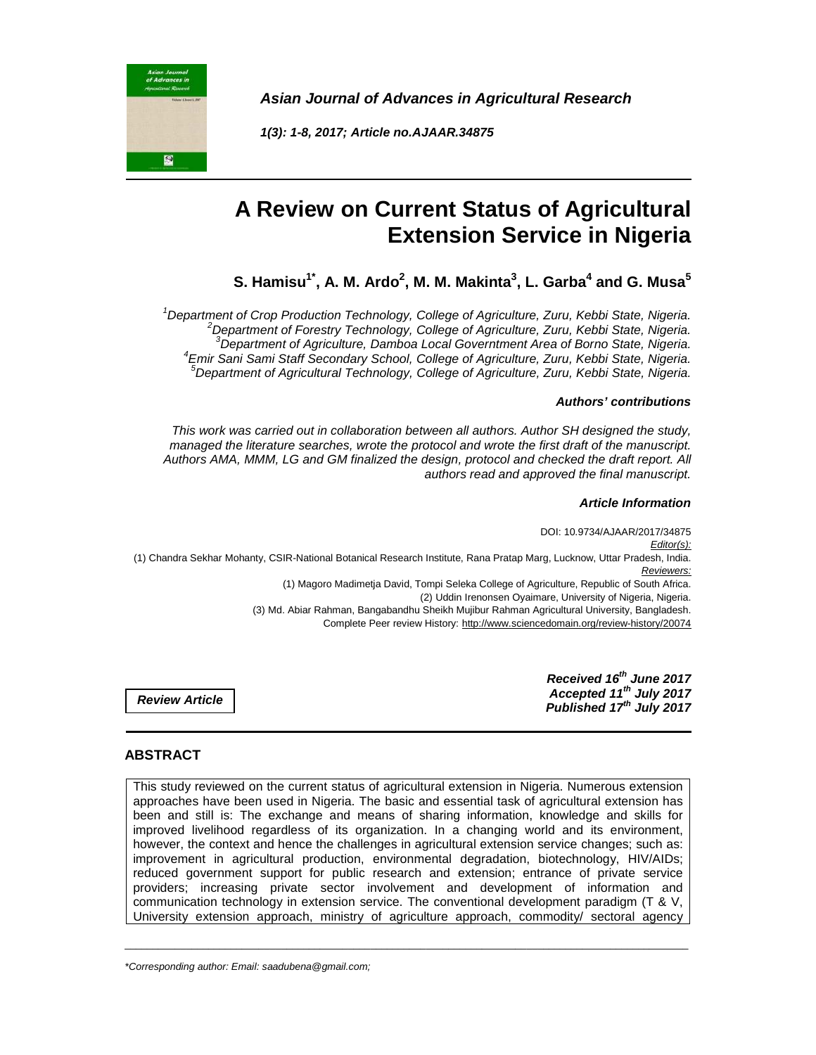*Asian Journal of Advances in Agricultural Research*

*1(3): 1-8, 2017; Article no.AJAAR.34875*

# A Review on Current Status of Agricultural Extension Service in Nigeria

**S. Hamisu[1*], A. M. Ardo[2], M. M. Makinta[3], L. Garba[4] and G. Musa[5]**

*[1]Department of Crop Production Technology, College of Agriculture, Zuru, Kebbi State, Nigeria.*
*[2]Department of Forestry Technology, College of Agriculture, Zuru, Kebbi State, Nigeria.*
*[3]Department of Agriculture, Damboa Local Governtment Area of Borno State, Nigeria.*
*[4]Emir Sani Sami Staff Secondary School, College of Agriculture, Zuru, Kebbi State, Nigeria.*
*[5]Department of Agricultural Technology, College of Agriculture, Zuru, Kebbi State, Nigeria.*

***Authors' contributions***

*This work was carried out in collaboration between all authors. Author SH designed the study, managed the literature searches, wrote the protocol and wrote the first draft of the manuscript. Authors AMA, MMM, LG and GM finalized the design, protocol and checked the draft report. All authors read and approved the final manuscript.*

***Article Information***

DOI: 10.9734/AJAAR/2017/34875

*Editor(s):*

(1) Chandra Sekhar Mohanty, CSIR-National Botanical Research Institute, Rana Pratap Marg, Lucknow, Uttar Pradesh, India.

*Reviewers:*

(1) Magoro Madimetja David, Tompi Seleka College of Agriculture, Republic of South Africa.

(2) Uddin Irenonsen Oyaimare, University of Nigeria, Nigeria.

(3) Md. Abiar Rahman, Bangabandhu Sheikh Mujibur Rahman Agricultural University, Bangladesh.

Complete Peer review History: http://www.sciencedomain.org/review-history/20074

***Review Article***

***Received 16th June 2017***
***Accepted 11th July 2017***
***Published 17th July 2017***

## ABSTRACT

This study reviewed on the current status of agricultural extension in Nigeria. Numerous extension approaches have been used in Nigeria. The basic and essential task of agricultural extension has been and still is: The exchange and means of sharing information, knowledge and skills for improved livelihood regardless of its organization. In a changing world and its environment, however, the context and hence the challenges in agricultural extension service changes; such as: improvement in agricultural production, environmental degradation, biotechnology, HIV/AIDs; reduced government support for public research and extension; entrance of private service providers; increasing private sector involvement and development of information and communication technology in extension service. The conventional development paradigm (T & V, University extension approach, ministry of agriculture approach, commodity/ sectoral agency

*\*Corresponding author: Email: saadubena@gmail.com;*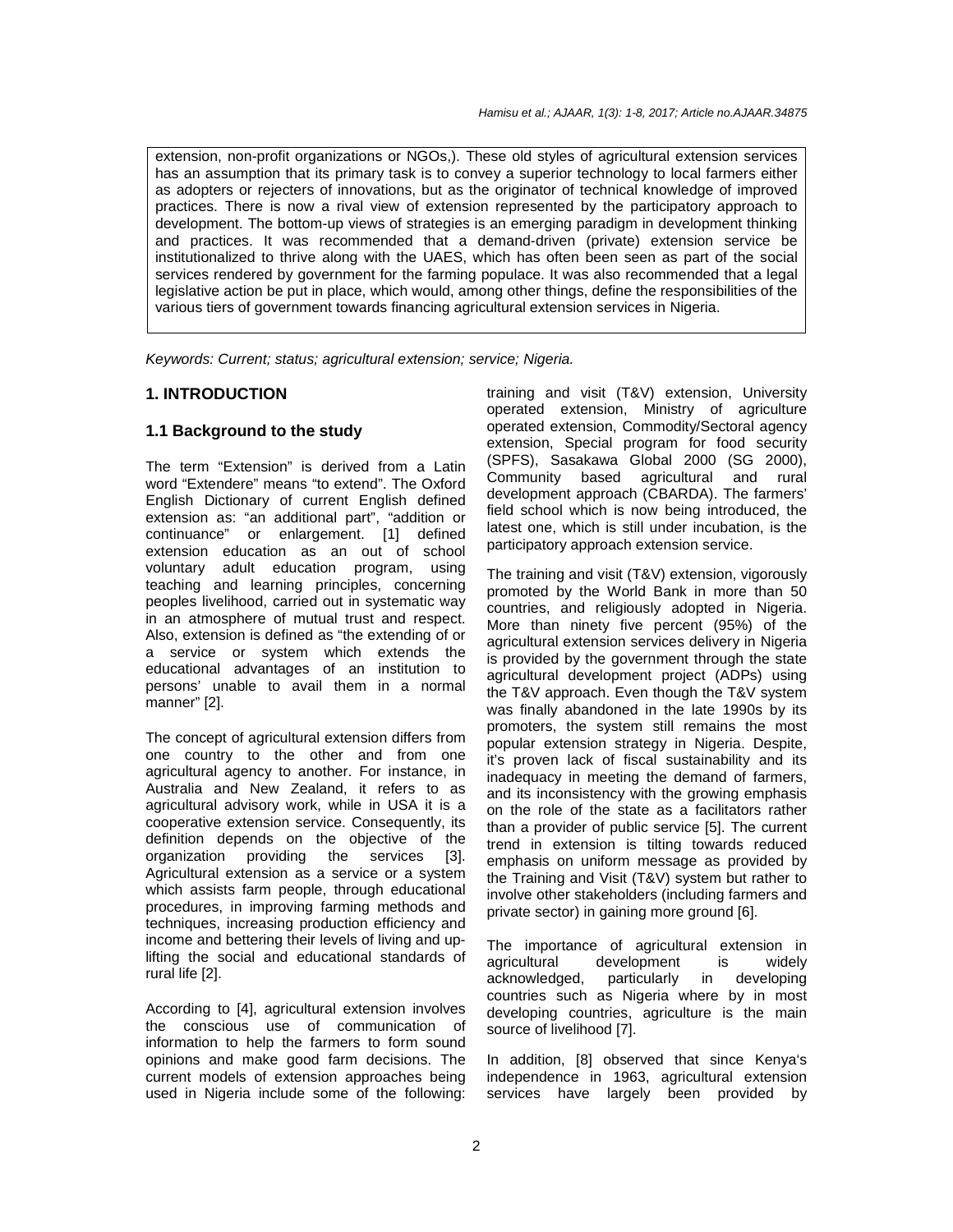extension, non-profit organizations or NGOs,). These old styles of agricultural extension services has an assumption that its primary task is to convey a superior technology to local farmers either as adopters or rejecters of innovations, but as the originator of technical knowledge of improved practices. There is now a rival view of extension represented by the participatory approach to development. The bottom-up views of strategies is an emerging paradigm in development thinking and practices. It was recommended that a demand-driven (private) extension service be institutionalized to thrive along with the UAES, which has often been seen as part of the social services rendered by government for the farming populace. It was also recommended that a legal legislative action be put in place, which would, among other things, define the responsibilities of the various tiers of government towards financing agricultural extension services in Nigeria.

*Keywords: Current; status; agricultural extension; service; Nigeria.*

## 1. INTRODUCTION

### 1.1 Background to the study

The term "Extension" is derived from a Latin word "Extendere" means "to extend". The Oxford English Dictionary of current English defined extension as: "an additional part", "addition or continuance" or enlargement. [1] defined extension education as an out of school voluntary adult education program, using teaching and learning principles, concerning peoples livelihood, carried out in systematic way in an atmosphere of mutual trust and respect. Also, extension is defined as "the extending of or a service or system which extends the educational advantages of an institution to persons' unable to avail them in a normal manner" [2].

The concept of agricultural extension differs from one country to the other and from one agricultural agency to another. For instance, in Australia and New Zealand, it refers to as agricultural advisory work, while in USA it is a cooperative extension service. Consequently, its definition depends on the objective of the organization providing the services [3]. Agricultural extension as a service or a system which assists farm people, through educational procedures, in improving farming methods and techniques, increasing production efficiency and income and bettering their levels of living and up-lifting the social and educational standards of rural life [2].

According to [4], agricultural extension involves the conscious use of communication of information to help the farmers to form sound opinions and make good farm decisions. The current models of extension approaches being used in Nigeria include some of the following: training and visit (T&V) extension, University operated extension, Ministry of agriculture operated extension, Commodity/Sectoral agency extension, Special program for food security (SPFS), Sasakawa Global 2000 (SG 2000), Community based agricultural and rural development approach (CBARDA). The farmers' field school which is now being introduced, the latest one, which is still under incubation, is the participatory approach extension service.

The training and visit (T&V) extension, vigorously promoted by the World Bank in more than 50 countries, and religiously adopted in Nigeria. More than ninety five percent (95%) of the agricultural extension services delivery in Nigeria is provided by the government through the state agricultural development project (ADPs) using the T&V approach. Even though the T&V system was finally abandoned in the late 1990s by its promoters, the system still remains the most popular extension strategy in Nigeria. Despite, it's proven lack of fiscal sustainability and its inadequacy in meeting the demand of farmers, and its inconsistency with the growing emphasis on the role of the state as a facilitators rather than a provider of public service [5]. The current trend in extension is tilting towards reduced emphasis on uniform message as provided by the Training and Visit (T&V) system but rather to involve other stakeholders (including farmers and private sector) in gaining more ground [6].

The importance of agricultural extension in agricultural development is widely acknowledged, particularly in developing countries such as Nigeria where by in most developing countries, agriculture is the main source of livelihood [7].

In addition, [8] observed that since Kenya's independence in 1963, agricultural extension services have largely been provided by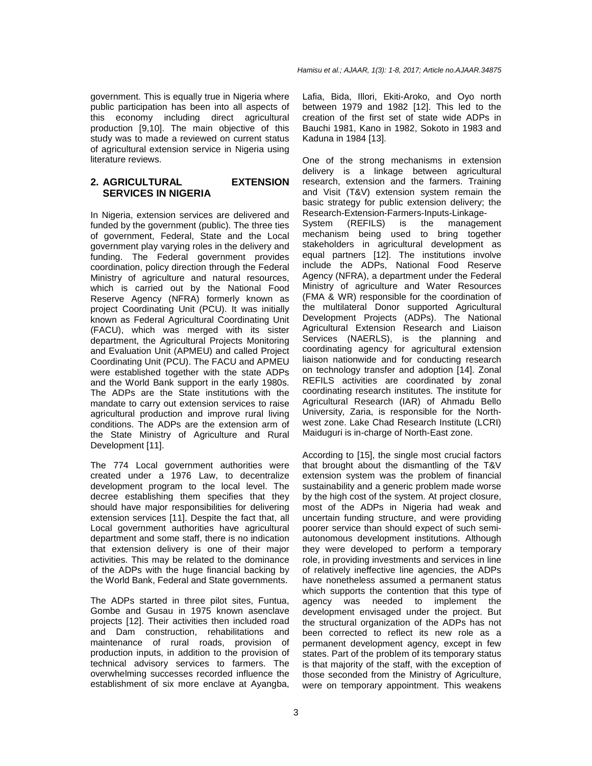government. This is equally true in Nigeria where public participation has been into all aspects of this economy including direct agricultural production [9,10]. The main objective of this study was to made a reviewed on current status of agricultural extension service in Nigeria using literature reviews.

## 2. AGRICULTURAL EXTENSION SERVICES IN NIGERIA

In Nigeria, extension services are delivered and funded by the government (public). The three ties of government, Federal, State and the Local government play varying roles in the delivery and funding. The Federal government provides coordination, policy direction through the Federal Ministry of agriculture and natural resources, which is carried out by the National Food Reserve Agency (NFRA) formerly known as project Coordinating Unit (PCU). It was initially known as Federal Agricultural Coordinating Unit (FACU), which was merged with its sister department, the Agricultural Projects Monitoring and Evaluation Unit (APMEU) and called Project Coordinating Unit (PCU). The FACU and APMEU were established together with the state ADPs and the World Bank support in the early 1980s. The ADPs are the State institutions with the mandate to carry out extension services to raise agricultural production and improve rural living conditions. The ADPs are the extension arm of the State Ministry of Agriculture and Rural Development [11].

The 774 Local government authorities were created under a 1976 Law, to decentralize development program to the local level. The decree establishing them specifies that they should have major responsibilities for delivering extension services [11]. Despite the fact that, all Local government authorities have agricultural department and some staff, there is no indication that extension delivery is one of their major activities. This may be related to the dominance of the ADPs with the huge financial backing by the World Bank, Federal and State governments.

The ADPs started in three pilot sites, Funtua, Gombe and Gusau in 1975 known asenclave projects [12]. Their activities then included road and Dam construction, rehabilitations and maintenance of rural roads, provision of production inputs, in addition to the provision of technical advisory services to farmers. The overwhelming successes recorded influence the establishment of six more enclave at Ayangba, Lafia, Bida, Illori, Ekiti-Aroko, and Oyo north between 1979 and 1982 [12]. This led to the creation of the first set of state wide ADPs in Bauchi 1981, Kano in 1982, Sokoto in 1983 and Kaduna in 1984 [13].

One of the strong mechanisms in extension delivery is a linkage between agricultural research, extension and the farmers. Training and Visit (T&V) extension system remain the basic strategy for public extension delivery; the Research-Extension-Farmers-Inputs-Linkage-System (REFILS) is the management mechanism being used to bring together stakeholders in agricultural development as equal partners [12]. The institutions involve include the ADPs, National Food Reserve Agency (NFRA), a department under the Federal Ministry of agriculture and Water Resources (FMA & WR) responsible for the coordination of the multilateral Donor supported Agricultural Development Projects (ADPs). The National Agricultural Extension Research and Liaison Services (NAERLS), is the planning and coordinating agency for agricultural extension liaison nationwide and for conducting research on technology transfer and adoption [14]. Zonal REFILS activities are coordinated by zonal coordinating research institutes. The institute for Agricultural Research (IAR) of Ahmadu Bello University, Zaria, is responsible for the North-west zone. Lake Chad Research Institute (LCRI) Maiduguri is in-charge of North-East zone.

According to [15], the single most crucial factors that brought about the dismantling of the T&V extension system was the problem of financial sustainability and a generic problem made worse by the high cost of the system. At project closure, most of the ADPs in Nigeria had weak and uncertain funding structure, and were providing poorer service than should expect of such semi-autonomous development institutions. Although they were developed to perform a temporary role, in providing investments and services in line of relatively ineffective line agencies, the ADPs have nonetheless assumed a permanent status which supports the contention that this type of agency was needed to implement the development envisaged under the project. But the structural organization of the ADPs has not been corrected to reflect its new role as a permanent development agency, except in few states. Part of the problem of its temporary status is that majority of the staff, with the exception of those seconded from the Ministry of Agriculture, were on temporary appointment. This weakens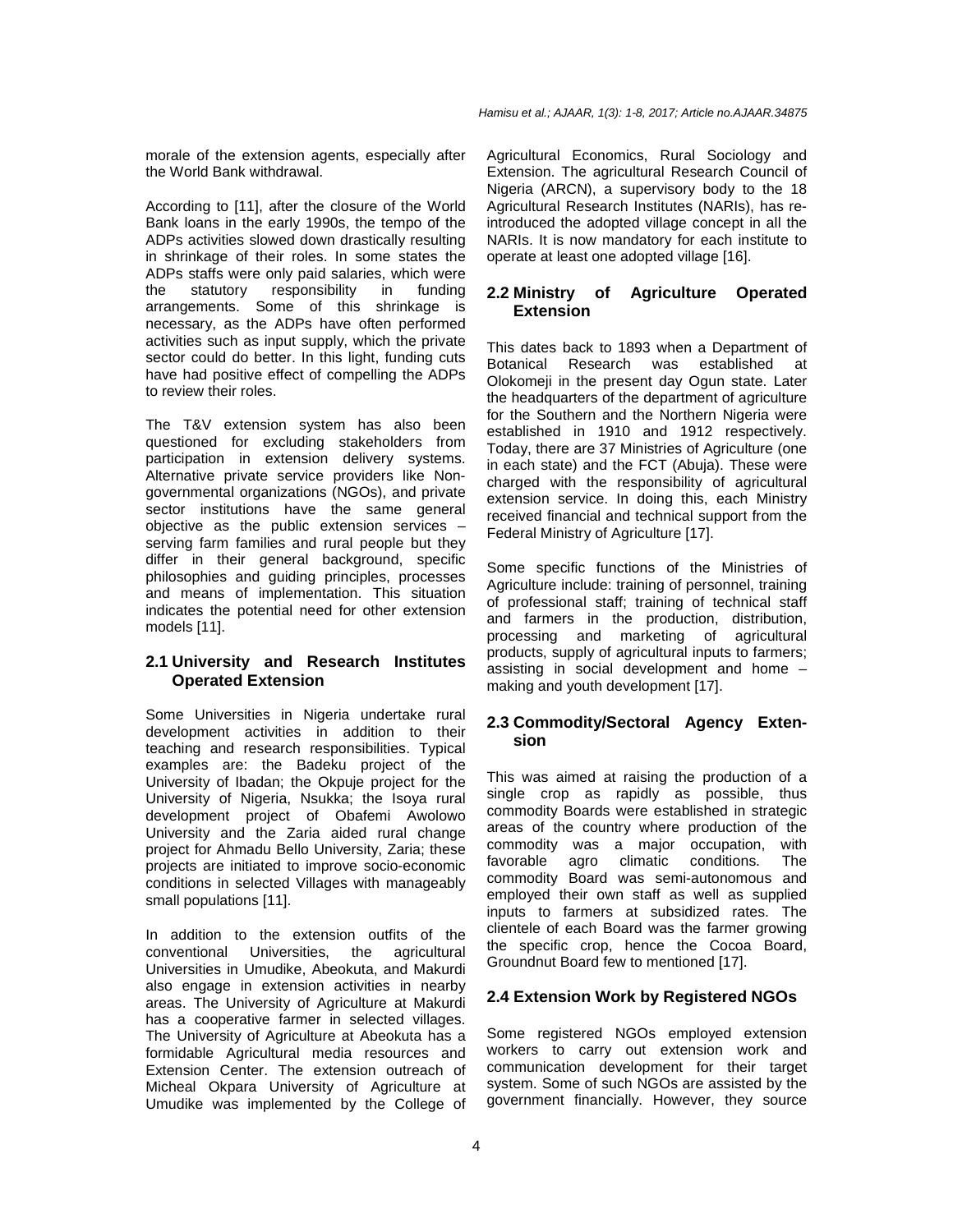morale of the extension agents, especially after the World Bank withdrawal.

According to [11], after the closure of the World Bank loans in the early 1990s, the tempo of the ADPs activities slowed down drastically resulting in shrinkage of their roles. In some states the ADPs staffs were only paid salaries, which were the statutory responsibility in funding arrangements. Some of this shrinkage is necessary, as the ADPs have often performed activities such as input supply, which the private sector could do better. In this light, funding cuts have had positive effect of compelling the ADPs to review their roles.

The T&V extension system has also been questioned for excluding stakeholders from participation in extension delivery systems. Alternative private service providers like Non-governmental organizations (NGOs), and private sector institutions have the same general objective as the public extension services – serving farm families and rural people but they differ in their general background, specific philosophies and guiding principles, processes and means of implementation. This situation indicates the potential need for other extension models [11].

### 2.1 University and Research Institutes Operated Extension

Some Universities in Nigeria undertake rural development activities in addition to their teaching and research responsibilities. Typical examples are: the Badeku project of the University of Ibadan; the Okpuje project for the University of Nigeria, Nsukka; the Isoya rural development project of Obafemi Awolowo University and the Zaria aided rural change project for Ahmadu Bello University, Zaria; these projects are initiated to improve socio-economic conditions in selected Villages with manageably small populations [11].

In addition to the extension outfits of the conventional Universities, the agricultural Universities in Umudike, Abeokuta, and Makurdi also engage in extension activities in nearby areas. The University of Agriculture at Makurdi has a cooperative farmer in selected villages. The University of Agriculture at Abeokuta has a formidable Agricultural media resources and Extension Center. The extension outreach of Micheal Okpara University of Agriculture at Umudike was implemented by the College of Agricultural Economics, Rural Sociology and Extension. The agricultural Research Council of Nigeria (ARCN), a supervisory body to the 18 Agricultural Research Institutes (NARIs), has re-introduced the adopted village concept in all the NARIs. It is now mandatory for each institute to operate at least one adopted village [16].

### 2.2 Ministry of Agriculture Operated Extension

This dates back to 1893 when a Department of Botanical Research was established at Olokomeji in the present day Ogun state. Later the headquarters of the department of agriculture for the Southern and the Northern Nigeria were established in 1910 and 1912 respectively. Today, there are 37 Ministries of Agriculture (one in each state) and the FCT (Abuja). These were charged with the responsibility of agricultural extension service. In doing this, each Ministry received financial and technical support from the Federal Ministry of Agriculture [17].

Some specific functions of the Ministries of Agriculture include: training of personnel, training of professional staff; training of technical staff and farmers in the production, distribution, processing and marketing of agricultural products, supply of agricultural inputs to farmers; assisting in social development and home – making and youth development [17].

### 2.3 Commodity/Sectoral Agency Extension

This was aimed at raising the production of a single crop as rapidly as possible, thus commodity Boards were established in strategic areas of the country where production of the commodity was a major occupation, with favorable agro climatic conditions. The commodity Board was semi-autonomous and employed their own staff as well as supplied inputs to farmers at subsidized rates. The clientele of each Board was the farmer growing the specific crop, hence the Cocoa Board, Groundnut Board few to mentioned [17].

### 2.4 Extension Work by Registered NGOs

Some registered NGOs employed extension workers to carry out extension work and communication development for their target system. Some of such NGOs are assisted by the government financially. However, they source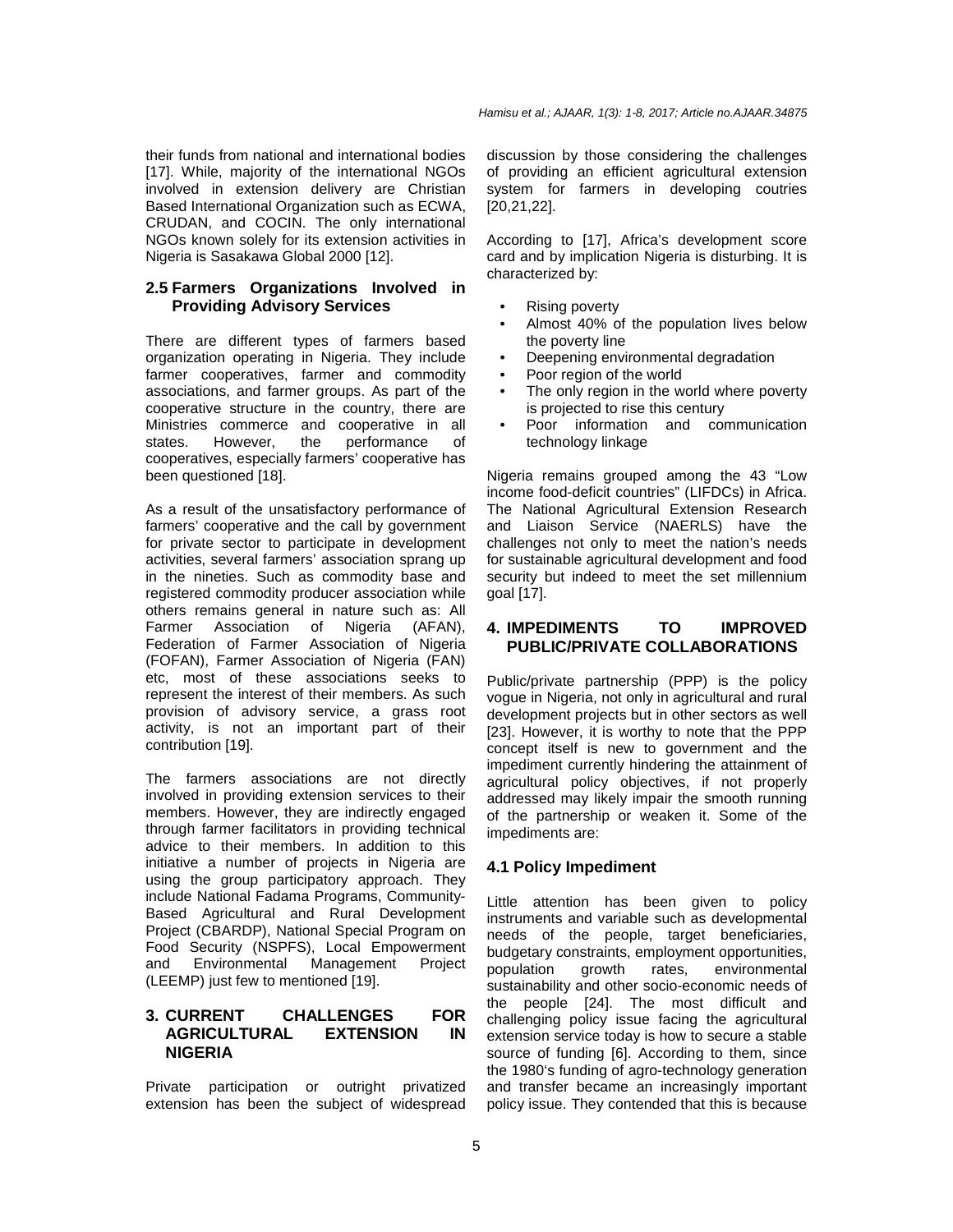their funds from national and international bodies [17]. While, majority of the international NGOs involved in extension delivery are Christian Based International Organization such as ECWA, CRUDAN, and COCIN. The only international NGOs known solely for its extension activities in Nigeria is Sasakawa Global 2000 [12].

### 2.5 Farmers Organizations Involved in Providing Advisory Services

There are different types of farmers based organization operating in Nigeria. They include farmer cooperatives, farmer and commodity associations, and farmer groups. As part of the cooperative structure in the country, there are Ministries commerce and cooperative in all states. However, the performance of cooperatives, especially farmers' cooperative has been questioned [18].

As a result of the unsatisfactory performance of farmers' cooperative and the call by government for private sector to participate in development activities, several farmers' association sprang up in the nineties. Such as commodity base and registered commodity producer association while others remains general in nature such as: All Farmer Association of Nigeria (AFAN), Federation of Farmer Association of Nigeria (FOFAN), Farmer Association of Nigeria (FAN) etc, most of these associations seeks to represent the interest of their members. As such provision of advisory service, a grass root activity, is not an important part of their contribution [19].

The farmers associations are not directly involved in providing extension services to their members. However, they are indirectly engaged through farmer facilitators in providing technical advice to their members. In addition to this initiative a number of projects in Nigeria are using the group participatory approach. They include National Fadama Programs, Community-Based Agricultural and Rural Development Project (CBARDP), National Special Program on Food Security (NSPFS), Local Empowerment and Environmental Management Project (LEEMP) just few to mentioned [19].

## 3. CURRENT CHALLENGES FOR AGRICULTURAL EXTENSION IN NIGERIA

Private participation or outright privatized extension has been the subject of widespread discussion by those considering the challenges of providing an efficient agricultural extension system for farmers in developing coutries [20,21,22].

According to [17], Africa's development score card and by implication Nigeria is disturbing. It is characterized by:

- Rising poverty
- Almost 40% of the population lives below the poverty line
- Deepening environmental degradation
- Poor region of the world
- The only region in the world where poverty is projected to rise this century
- Poor information and communication technology linkage

Nigeria remains grouped among the 43 "Low income food-deficit countries" (LIFDCs) in Africa. The National Agricultural Extension Research and Liaison Service (NAERLS) have the challenges not only to meet the nation's needs for sustainable agricultural development and food security but indeed to meet the set millennium goal [17].

## 4. IMPEDIMENTS TO IMPROVED PUBLIC/PRIVATE COLLABORATIONS

Public/private partnership (PPP) is the policy vogue in Nigeria, not only in agricultural and rural development projects but in other sectors as well [23]. However, it is worthy to note that the PPP concept itself is new to government and the impediment currently hindering the attainment of agricultural policy objectives, if not properly addressed may likely impair the smooth running of the partnership or weaken it. Some of the impediments are:

### 4.1 Policy Impediment

Little attention has been given to policy instruments and variable such as developmental needs of the people, target beneficiaries, budgetary constraints, employment opportunities, population growth rates, environmental sustainability and other socio-economic needs of the people [24]. The most difficult and challenging policy issue facing the agricultural extension service today is how to secure a stable source of funding [6]. According to them, since the 1980's funding of agro-technology generation and transfer became an increasingly important policy issue. They contended that this is because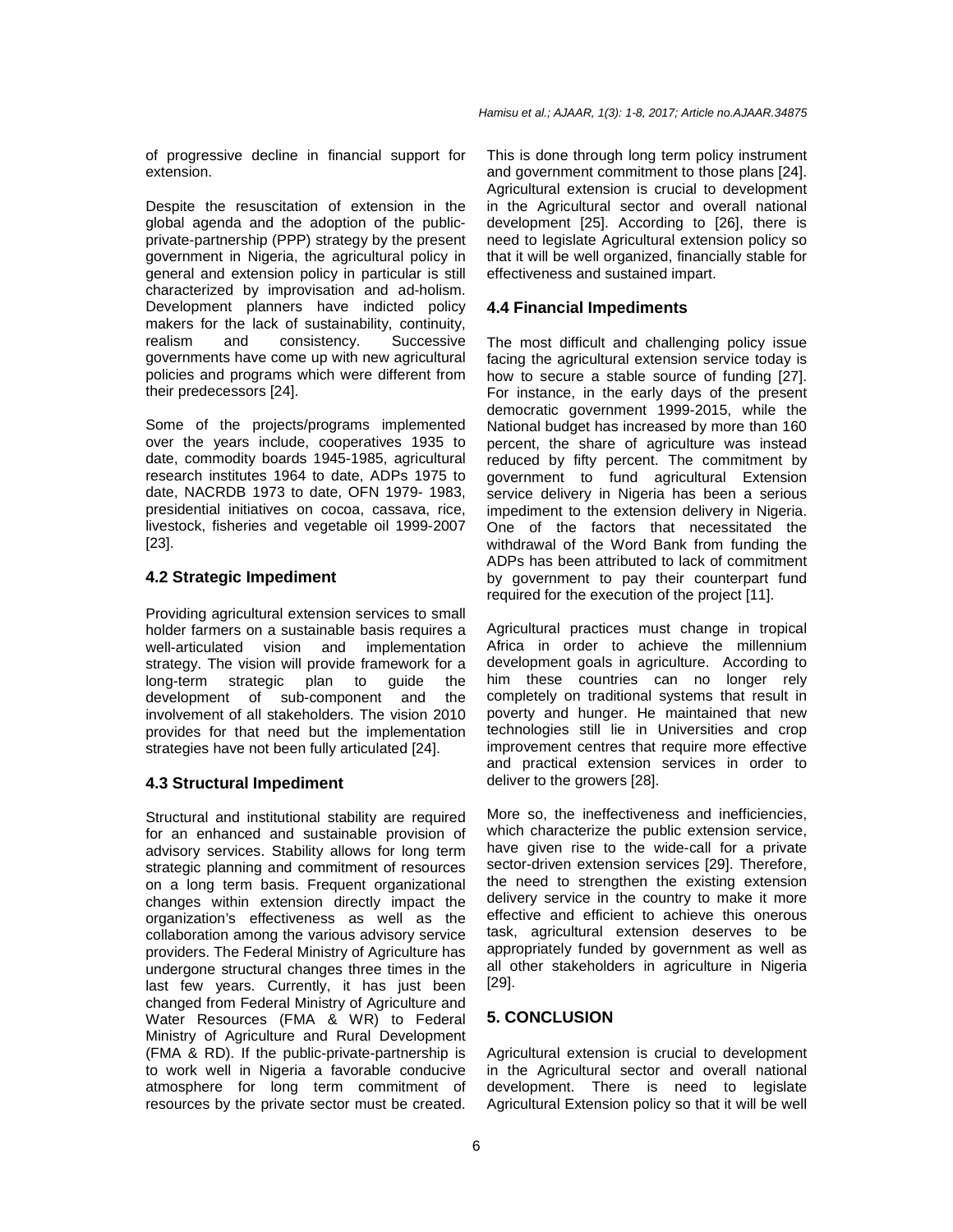of progressive decline in financial support for extension.

Despite the resuscitation of extension in the global agenda and the adoption of the public-private-partnership (PPP) strategy by the present government in Nigeria, the agricultural policy in general and extension policy in particular is still characterized by improvisation and ad-holism. Development planners have indicted policy makers for the lack of sustainability, continuity, realism and consistency. Successive governments have come up with new agricultural policies and programs which were different from their predecessors [24].

Some of the projects/programs implemented over the years include, cooperatives 1935 to date, commodity boards 1945-1985, agricultural research institutes 1964 to date, ADPs 1975 to date, NACRDB 1973 to date, OFN 1979- 1983, presidential initiatives on cocoa, cassava, rice, livestock, fisheries and vegetable oil 1999-2007 [23].

### 4.2 Strategic Impediment

Providing agricultural extension services to small holder farmers on a sustainable basis requires a well-articulated vision and implementation strategy. The vision will provide framework for a long-term strategic plan to guide the development of sub-component and the involvement of all stakeholders. The vision 2010 provides for that need but the implementation strategies have not been fully articulated [24].

### 4.3 Structural Impediment

Structural and institutional stability are required for an enhanced and sustainable provision of advisory services. Stability allows for long term strategic planning and commitment of resources on a long term basis. Frequent organizational changes within extension directly impact the organization's effectiveness as well as the collaboration among the various advisory service providers. The Federal Ministry of Agriculture has undergone structural changes three times in the last few years. Currently, it has just been changed from Federal Ministry of Agriculture and Water Resources (FMA & WR) to Federal Ministry of Agriculture and Rural Development (FMA & RD). If the public-private-partnership is to work well in Nigeria a favorable conducive atmosphere for long term commitment of resources by the private sector must be created. This is done through long term policy instrument and government commitment to those plans [24]. Agricultural extension is crucial to development in the Agricultural sector and overall national development [25]. According to [26], there is need to legislate Agricultural extension policy so that it will be well organized, financially stable for effectiveness and sustained impart.

### 4.4 Financial Impediments

The most difficult and challenging policy issue facing the agricultural extension service today is how to secure a stable source of funding [27]. For instance, in the early days of the present democratic government 1999-2015, while the National budget has increased by more than 160 percent, the share of agriculture was instead reduced by fifty percent. The commitment by government to fund agricultural Extension service delivery in Nigeria has been a serious impediment to the extension delivery in Nigeria. One of the factors that necessitated the withdrawal of the Word Bank from funding the ADPs has been attributed to lack of commitment by government to pay their counterpart fund required for the execution of the project [11].

Agricultural practices must change in tropical Africa in order to achieve the millennium development goals in agriculture. According to him these countries can no longer rely completely on traditional systems that result in poverty and hunger. He maintained that new technologies still lie in Universities and crop improvement centres that require more effective and practical extension services in order to deliver to the growers [28].

More so, the ineffectiveness and inefficiencies, which characterize the public extension service, have given rise to the wide-call for a private sector-driven extension services [29]. Therefore, the need to strengthen the existing extension delivery service in the country to make it more effective and efficient to achieve this onerous task, agricultural extension deserves to be appropriately funded by government as well as all other stakeholders in agriculture in Nigeria [29].

## 5. CONCLUSION

Agricultural extension is crucial to development in the Agricultural sector and overall national development. There is need to legislate Agricultural Extension policy so that it will be well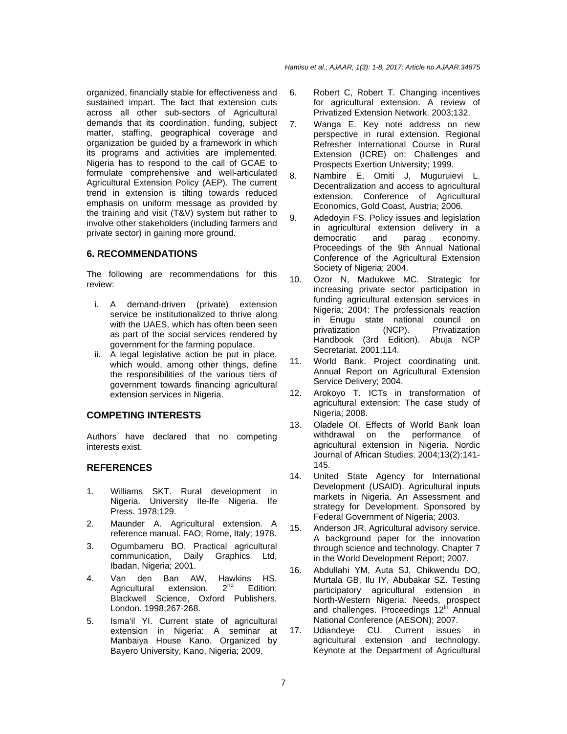organized, financially stable for effectiveness and sustained impart. The fact that extension cuts across all other sub-sectors of Agricultural demands that its coordination, funding, subject matter, staffing, geographical coverage and organization be guided by a framework in which its programs and activities are implemented. Nigeria has to respond to the call of GCAE to formulate comprehensive and well-articulated Agricultural Extension Policy (AEP). The current trend in extension is tilting towards reduced emphasis on uniform message as provided by the training and visit (T&V) system but rather to involve other stakeholders (including farmers and private sector) in gaining more ground.

## 6. RECOMMENDATIONS

The following are recommendations for this review:

i. A demand-driven (private) extension service be institutionalized to thrive along with the UAES, which has often been seen as part of the social services rendered by government for the farming populace.
ii. A legal legislative action be put in place, which would, among other things, define the responsibilities of the various tiers of government towards financing agricultural extension services in Nigeria.

## COMPETING INTERESTS

Authors have declared that no competing interests exist.

## REFERENCES

1. Williams SKT. Rural development in Nigeria. University Ile-Ife Nigeria. Ife Press. 1978;129.
2. Maunder A. Agricultural extension. A reference manual. FAO; Rome, Italy; 1978.
3. Ogumbameru BO. Practical agricultural communication, Daily Graphics Ltd, Ibadan, Nigeria; 2001.
4. Van den Ban AW, Hawkins HS. Agricultural extension. 2nd Edition; Blackwell Science, Oxford Publishers, London. 1998;267-268.
5. Isma'il YI. Current state of agricultural extension in Nigeria: A seminar at Manbaiya House Kano. Organized by Bayero University, Kano, Nigeria; 2009.
6. Robert C, Robert T. Changing incentives for agricultural extension. A review of Privatized Extension Network. 2003;132.
7. Wanga E. Key note address on new perspective in rural extension. Regional Refresher International Course in Rural Extension (ICRE) on: Challenges and Prospects Exertion University; 1999.
8. Nambire E, Omiti J, Muguruievi L. Decentralization and access to agricultural extension. Conference of Agricultural Economics, Gold Coast, Austria; 2006.
9. Adedoyin FS. Policy issues and legislation in agricultural extension delivery in a democratic and parag economy. Proceedings of the 9th Annual National Conference of the Agricultural Extension Society of Nigeria; 2004.
10. Ozor N, Madukwe MC. Strategic for increasing private sector participation in funding agricultural extension services in Nigeria; 2004: The professionals reaction in Enugu state national council on privatization (NCP). Privatization Handbook (3rd Edition). Abuja NCP Secretariat. 2001;114.
11. World Bank. Project coordinating unit. Annual Report on Agricultural Extension Service Delivery; 2004.
12. Arokoyo T. ICTs in transformation of agricultural extension: The case study of Nigeria; 2008.
13. Oladele OI. Effects of World Bank loan withdrawal on the performance of agricultural extension in Nigeria. Nordic Journal of African Studies. 2004;13(2):141-145.
14. United State Agency for International Development (USAID). Agricultural inputs markets in Nigeria. An Assessment and strategy for Development. Sponsored by Federal Government of Nigeria; 2003.
15. Anderson JR. Agricultural advisory service. A background paper for the innovation through science and technology. Chapter 7 in the World Development Report; 2007.
16. Abdullahi YM, Auta SJ, Chikwendu DO, Murtala GB, Ilu IY, Abubakar SZ. Testing participatory agricultural extension in North-Western Nigeria: Needs, prospect and challenges. Proceedings 12th Annual National Conference (AESON); 2007.
17. Udiandeye CU. Current issues in agricultural extension and technology. Keynote at the Department of Agricultural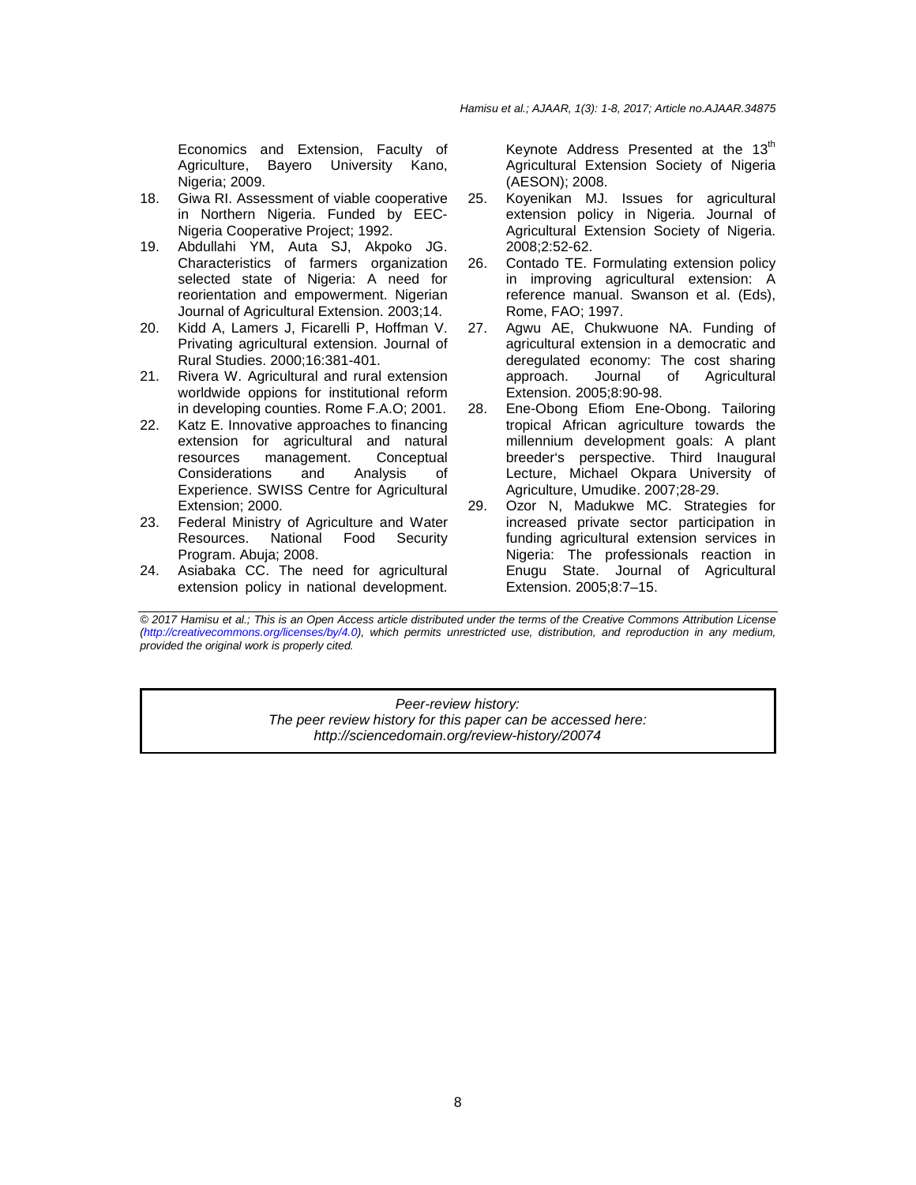Economics and Extension, Faculty of Agriculture, Bayero University Kano, Nigeria; 2009.

18. Giwa RI. Assessment of viable cooperative in Northern Nigeria. Funded by EEC-Nigeria Cooperative Project; 1992.
19. Abdullahi YM, Auta SJ, Akpoko JG. Characteristics of farmers organization selected state of Nigeria: A need for reorientation and empowerment. Nigerian Journal of Agricultural Extension. 2003;14.
20. Kidd A, Lamers J, Ficarelli P, Hoffman V. Privating agricultural extension. Journal of Rural Studies. 2000;16:381-401.
21. Rivera W. Agricultural and rural extension worldwide oppions for institutional reform in developing counties. Rome F.A.O; 2001.
22. Katz E. Innovative approaches to financing extension for agricultural and natural resources management. Conceptual Considerations and Analysis of Experience. SWISS Centre for Agricultural Extension; 2000.
23. Federal Ministry of Agriculture and Water Resources. National Food Security Program. Abuja; 2008.
24. Asiabaka CC. The need for agricultural extension policy in national development. Keynote Address Presented at the 13th Agricultural Extension Society of Nigeria (AESON); 2008.
25. Koyenikan MJ. Issues for agricultural extension policy in Nigeria. Journal of Agricultural Extension Society of Nigeria. 2008;2:52-62.
26. Contado TE. Formulating extension policy in improving agricultural extension: A reference manual. Swanson et al. (Eds), Rome, FAO; 1997.
27. Agwu AE, Chukwuone NA. Funding of agricultural extension in a democratic and deregulated economy: The cost sharing approach. Journal of Agricultural Extension. 2005;8:90-98.
28. Ene-Obong Efiom Ene-Obong. Tailoring tropical African agriculture towards the millennium development goals: A plant breeder's perspective. Third Inaugural Lecture, Michael Okpara University of Agriculture, Umudike. 2007;28-29.
29. Ozor N, Madukwe MC. Strategies for increased private sector participation in funding agricultural extension services in Nigeria: The professionals reaction in Enugu State. Journal of Agricultural Extension. 2005;8:7–15.

---

*© 2017 Hamisu et al.; This is an Open Access article distributed under the terms of the Creative Commons Attribution License (http://creativecommons.org/licenses/by/4.0), which permits unrestricted use, distribution, and reproduction in any medium, provided the original work is properly cited.*

*Peer-review history:*
*The peer review history for this paper can be accessed here:*
*http://sciencedomain.org/review-history/20074*